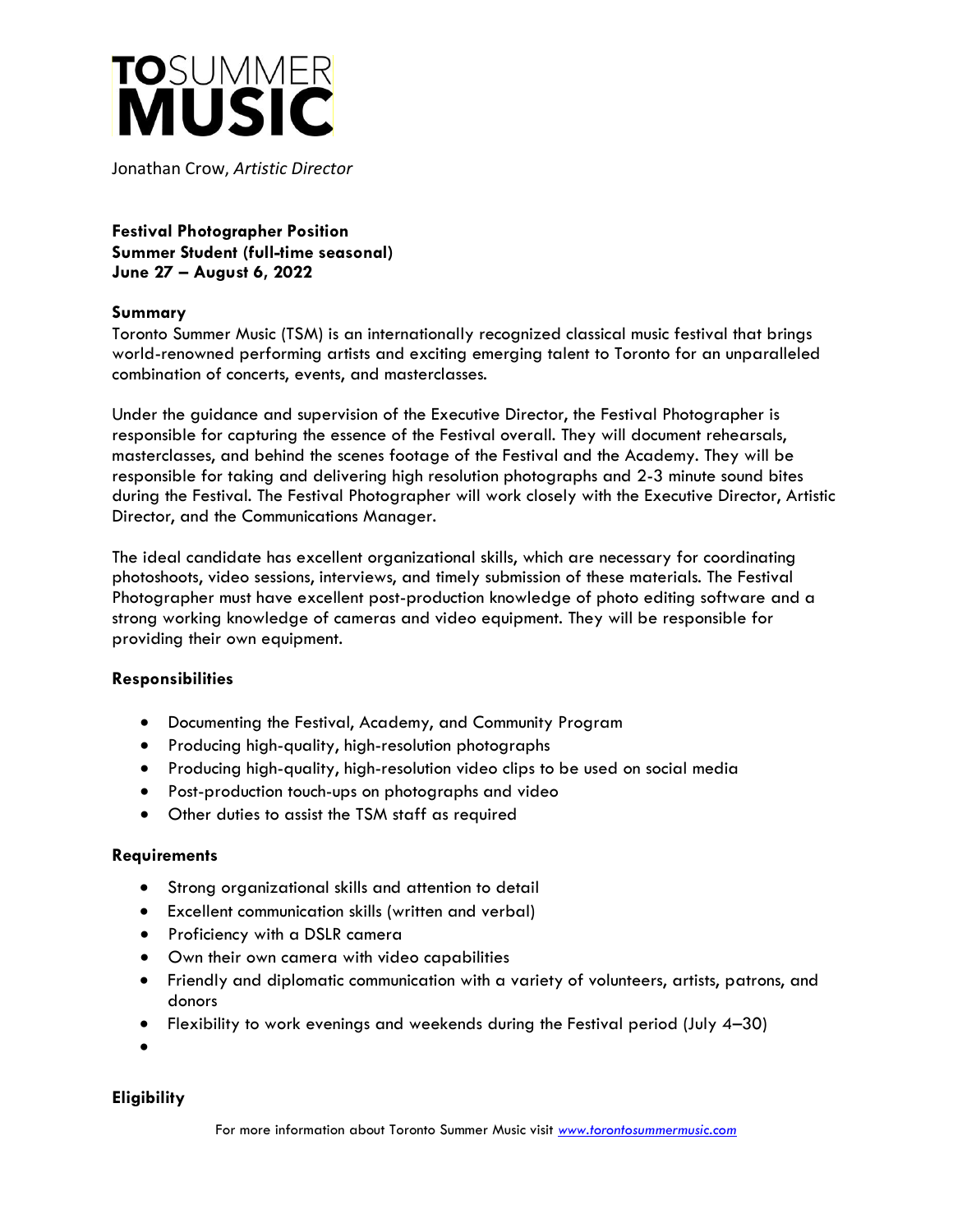# TOSUMMER MUSIC

Jonathan Crow, *Artistic Director*

**Festival Photographer Position**
**Summer Student (full-time seasonal)**
**June 27 – August 6, 2022**

**Summary**

Toronto Summer Music (TSM) is an internationally recognized classical music festival that brings world-renowned performing artists and exciting emerging talent to Toronto for an unparalleled combination of concerts, events, and masterclasses.

Under the guidance and supervision of the Executive Director, the Festival Photographer is responsible for capturing the essence of the Festival overall. They will document rehearsals, masterclasses, and behind the scenes footage of the Festival and the Academy. They will be responsible for taking and delivering high resolution photographs and 2-3 minute sound bites during the Festival. The Festival Photographer will work closely with the Executive Director, Artistic Director, and the Communications Manager.

The ideal candidate has excellent organizational skills, which are necessary for coordinating photoshoots, video sessions, interviews, and timely submission of these materials. The Festival Photographer must have excellent post-production knowledge of photo editing software and a strong working knowledge of cameras and video equipment. They will be responsible for providing their own equipment.

**Responsibilities**

- Documenting the Festival, Academy, and Community Program
- Producing high-quality, high-resolution photographs
- Producing high-quality, high-resolution video clips to be used on social media
- Post-production touch-ups on photographs and video
- Other duties to assist the TSM staff as required

**Requirements**

- Strong organizational skills and attention to detail
- Excellent communication skills (written and verbal)
- Proficiency with a DSLR camera
- Own their own camera with video capabilities
- Friendly and diplomatic communication with a variety of volunteers, artists, patrons, and donors
- Flexibility to work evenings and weekends during the Festival period (July 4–30)
-

**Eligibility**

For more information about Toronto Summer Music visit *www.torontosummermusic.com*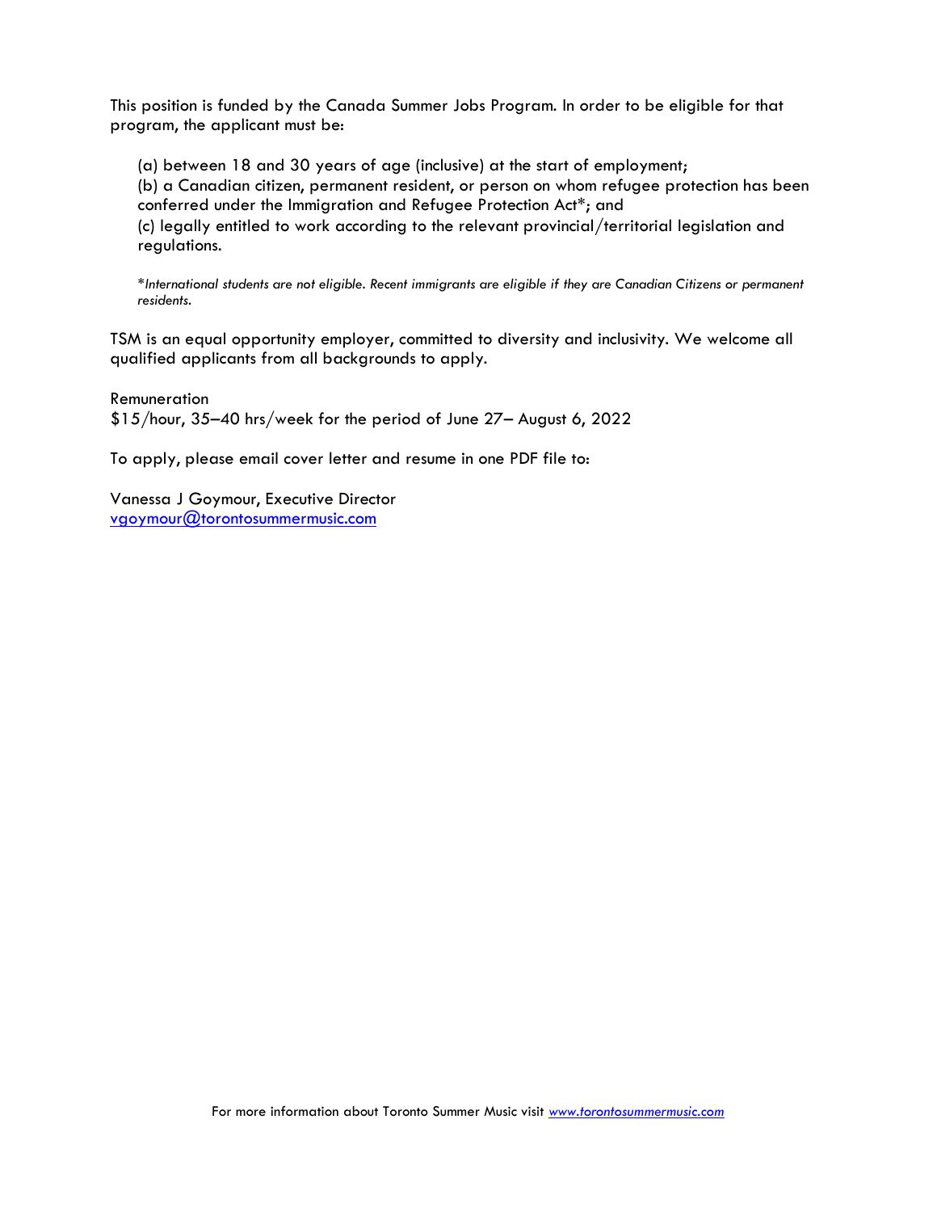This position is funded by the Canada Summer Jobs Program. In order to be eligible for that program, the applicant must be:

(a) between 18 and 30 years of age (inclusive) at the start of employment;
(b) a Canadian citizen, permanent resident, or person on whom refugee protection has been conferred under the Immigration and Refugee Protection Act*; and
(c) legally entitled to work according to the relevant provincial/territorial legislation and regulations.

*International students are not eligible. Recent immigrants are eligible if they are Canadian Citizens or permanent residents.*

TSM is an equal opportunity employer, committed to diversity and inclusivity. We welcome all qualified applicants from all backgrounds to apply.

Remuneration
$15/hour, 35–40 hrs/week for the period of June 27– August 6, 2022

To apply, please email cover letter and resume in one PDF file to:

Vanessa J Goymour, Executive Director
vgoymour@torontosummermusic.com

For more information about Toronto Summer Music visit *www.torontosummermusic.com*